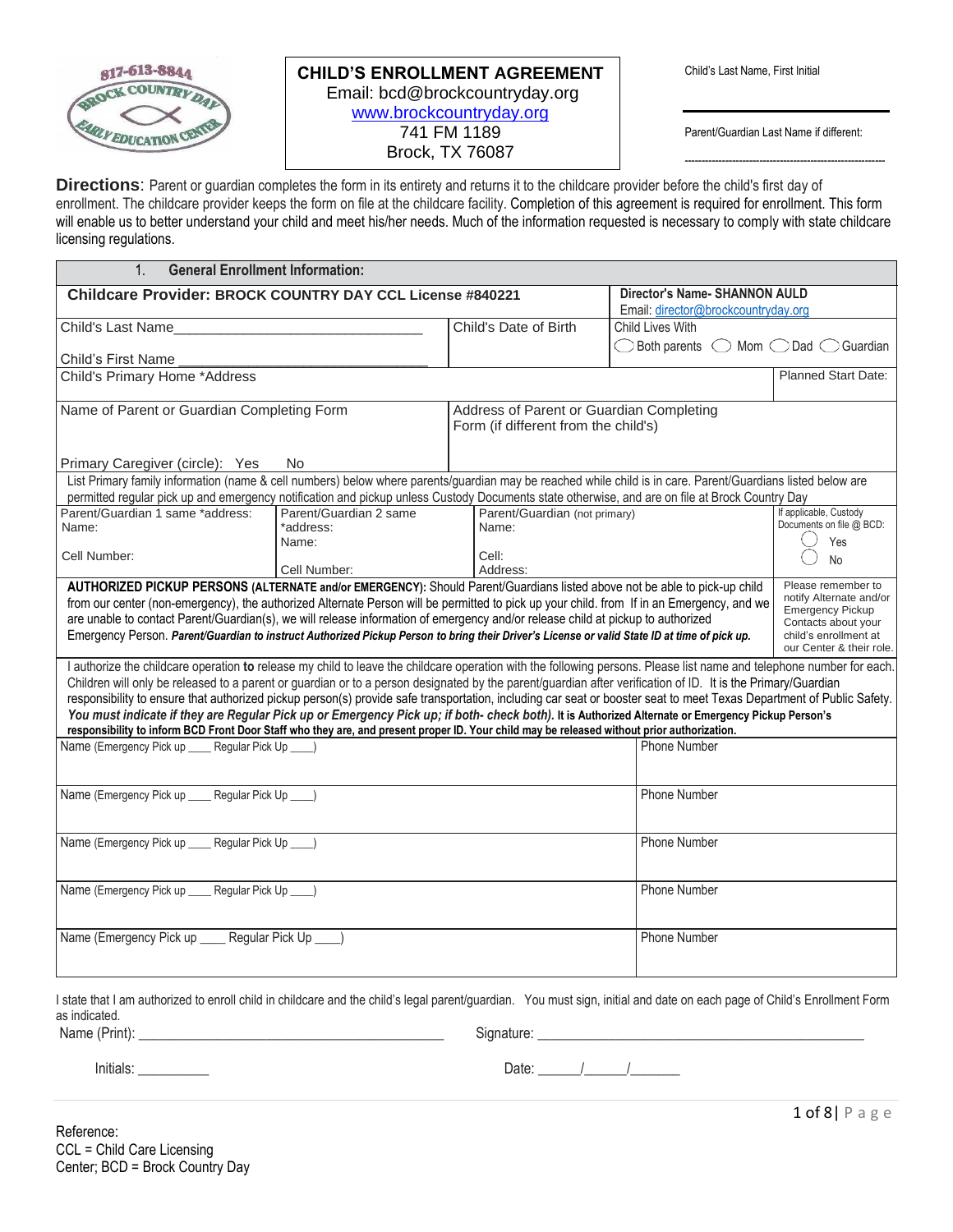817-613-8844
BROCK COUNTRY DAY
EARLY EDUCATION CENTER

# CHILD'S ENROLLMENT AGREEMENT

Email: bcd@brockcountryday.org
www.brockcountryday.org
741 FM 1189
Brock, TX 76087

Child's Last Name, First Initial

Parent/Guardian Last Name if different:

**Directions**: Parent or guardian completes the form in its entirety and returns it to the childcare provider before the child's first day of enrollment. The childcare provider keeps the form on file at the childcare facility. Completion of this agreement is required for enrollment. This form will enable us to better understand your child and meet his/her needs. Much of the information requested is necessary to comply with state childcare licensing regulations.

## 1. General Enrollment Information:

| | | | |
|---|---|---|---|
| **Childcare Provider: BROCK COUNTRY DAY CCL License #840221** | | **Director's Name- SHANNON AULD** Email: director@brockcountryday.org | |
| Child's Last Name_______________ Child's First Name _______________ | Child's Date of Birth | Child Lives With ◯ Both parents ◯ Mom ◯ Dad ◯ Guardian | |
| Child's Primary Home *Address | | | Planned Start Date: |
| Name of Parent or Guardian Completing Form<br>Primary Caregiver (circle): Yes No | Address of Parent or Guardian Completing Form (if different from the child's) | | |

List Primary family information (name & cell numbers) below where parents/guardian may be reached while child is in care. Parent/Guardians listed below are permitted regular pick up and emergency notification and pickup unless Custody Documents state otherwise, and are on file at Brock Country Day

| Parent/Guardian 1 same *address: | Parent/Guardian 2 same *address: | Parent/Guardian (not primary) | If applicable, Custody Documents on file @ BCD: |
|---|---|---|---|
| Name: | Name: | Name: | ◯ Yes |
| Cell Number: | Cell Number: | Cell: Address: | ◯ No |

**AUTHORIZED PICKUP PERSONS (ALTERNATE and/or EMERGENCY):** Should Parent/Guardians listed above not be able to pick-up child from our center (non-emergency), the authorized Alternate Person will be permitted to pick up your child. from If in an Emergency, and we are unable to contact Parent/Guardian(s), we will release information of emergency and/or release child at pickup to authorized Emergency Person. ***Parent/Guardian to instruct Authorized Pickup Person to bring their Driver's License or valid State ID at time of pick up.***

Please remember to notify Alternate and/or Emergency Pickup Contacts about your child's enrollment at our Center & their role.

I authorize the childcare operation **to** release my child to leave the childcare operation with the following persons. Please list name and telephone number for each. Children will only be released to a parent or guardian or to a person designated by the parent/guardian after verification of ID. It is the Primary/Guardian responsibility to ensure that authorized pickup person(s) provide safe transportation, including car seat or booster seat to meet Texas Department of Public Safety. ***You must indicate if they are Regular Pick up or Emergency Pick up; if both- check both).*** **It is Authorized Alternate or Emergency Pickup Person's responsibility to inform BCD Front Door Staff who they are, and present proper ID. Your child may be released without prior authorization.**

| Name (Emergency Pick up ____ Regular Pick Up ____) | Phone Number |
|---|---|
| Name (Emergency Pick up ____ Regular Pick Up ____) | Phone Number |
| Name (Emergency Pick up ____ Regular Pick Up ____) | Phone Number |
| Name (Emergency Pick up ____ Regular Pick Up ____) | Phone Number |
| Name (Emergency Pick up ____ Regular Pick Up ____) | Phone Number |

I state that I am authorized to enroll child in childcare and the child's legal parent/guardian. You must sign, initial and date on each page of Child's Enrollment Form as indicated.

Name (Print): ________________________________ Signature: ________________________________

Initials: __________ Date: _____/_____/______

Reference:
CCL = Child Care Licensing
Center; BCD = Brock Country Day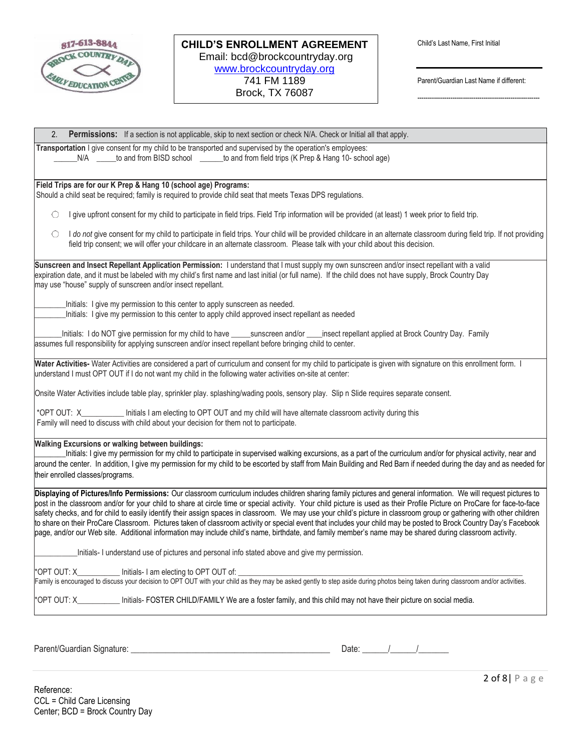817-613-8844
BROCK COUNTRY DAY
EARLY EDUCATION CENTER

**CHILD'S ENROLLMENT AGREEMENT**
Email: bcd@brockcountryday.org
www.brockcountryday.org
741 FM 1189
Brock, TX 76087

Child's Last Name, First Initial

______________________________

Parent/Guardian Last Name if different:

------------------------------------------------------

## 2. Permissions: If a section is not applicable, skip to next section or check N/A. Check or Initial all that apply.

**Transportation** I give consent for my child to be transported and supervised by the operation's employees:
______N/A _____to and from BISD school ______to and from field trips (K Prep & Hang 10- school age)

**Field Trips are for our K Prep & Hang 10 (school age) Programs:**
Should a child seat be required; family is required to provide child seat that meets Texas DPS regulations.

- ◯ I give upfront consent for my child to participate in field trips. Field Trip information will be provided (at least) 1 week prior to field trip.
- ◯ I *do not* give consent for my child to participate in field trips. Your child will be provided childcare in an alternate classroom during field trip. If not providing field trip consent; we will offer your childcare in an alternate classroom. Please talk with your child about this decision.

**Sunscreen and Insect Repellant Application Permission:** I understand that I must supply my own sunscreen and/or insect repellant with a valid expiration date, and it must be labeled with my child's first name and last initial (or full name). If the child does not have supply, Brock Country Day may use "house" supply of sunscreen and/or insect repellant.

________Initials: I give my permission to this center to apply sunscreen as needed.
________Initials: I give my permission to this center to apply child approved insect repellant as needed

_______Initials: I do NOT give permission for my child to have _____sunscreen and/or ____insect repellant applied at Brock Country Day. Family assumes full responsibility for applying sunscreen and/or insect repellant before bringing child to center.

**Water Activities-** Water Activities are considered a part of curriculum and consent for my child to participate is given with signature on this enrollment form. I understand I must OPT OUT if I do not want my child in the following water activities on-site at center:

Onsite Water Activities include table play, sprinkler play. splashing/wading pools, sensory play. Slip n Slide requires separate consent.

*OPT OUT: X___________ Initials I am electing to OPT OUT and my child will have alternate classroom activity during this
Family will need to discuss with child about your decision for them not to participate.

**Walking Excursions or walking between buildings:**
________Initials: I give my permission for my child to participate in supervised walking excursions, as a part of the curriculum and/or for physical activity, near and around the center. In addition, I give my permission for my child to be escorted by staff from Main Building and Red Barn if needed during the day and as needed for their enrolled classes/programs.

**Displaying of Pictures/Info Permissions:** Our classroom curriculum includes children sharing family pictures and general information. We will request pictures to post in the classroom and/or for your child to share at circle time or special activity. Your child picture is used as their Profile Picture on ProCare for face-to-face safety checks, and for child to easily identify their assign spaces in classroom. We may use your child's picture in classroom group or gathering with other children to share on their ProCare Classroom. Pictures taken of classroom activity or special event that includes your child may be posted to Brock Country Day's Facebook page, and/or our Web site. Additional information may include child's name, birthdate, and family member's name may be shared during classroom activity.

___________Initials- I understand use of pictures and personal info stated above and give my permission.

*OPT OUT: X___________ Initials- I am electing to OPT OUT of: ______________________________________________
Family is encouraged to discuss your decision to OPT OUT with your child as they may be asked gently to step aside during photos being taken during classroom and/or activities.

*OPT OUT: X___________ Initials- FOSTER CHILD/FAMILY We are a foster family, and this child may not have their picture on social media.

Parent/Guardian Signature: _____________________________________________ Date: ______/______/_______

Reference:
CCL = Child Care Licensing
Center; BCD = Brock Country Day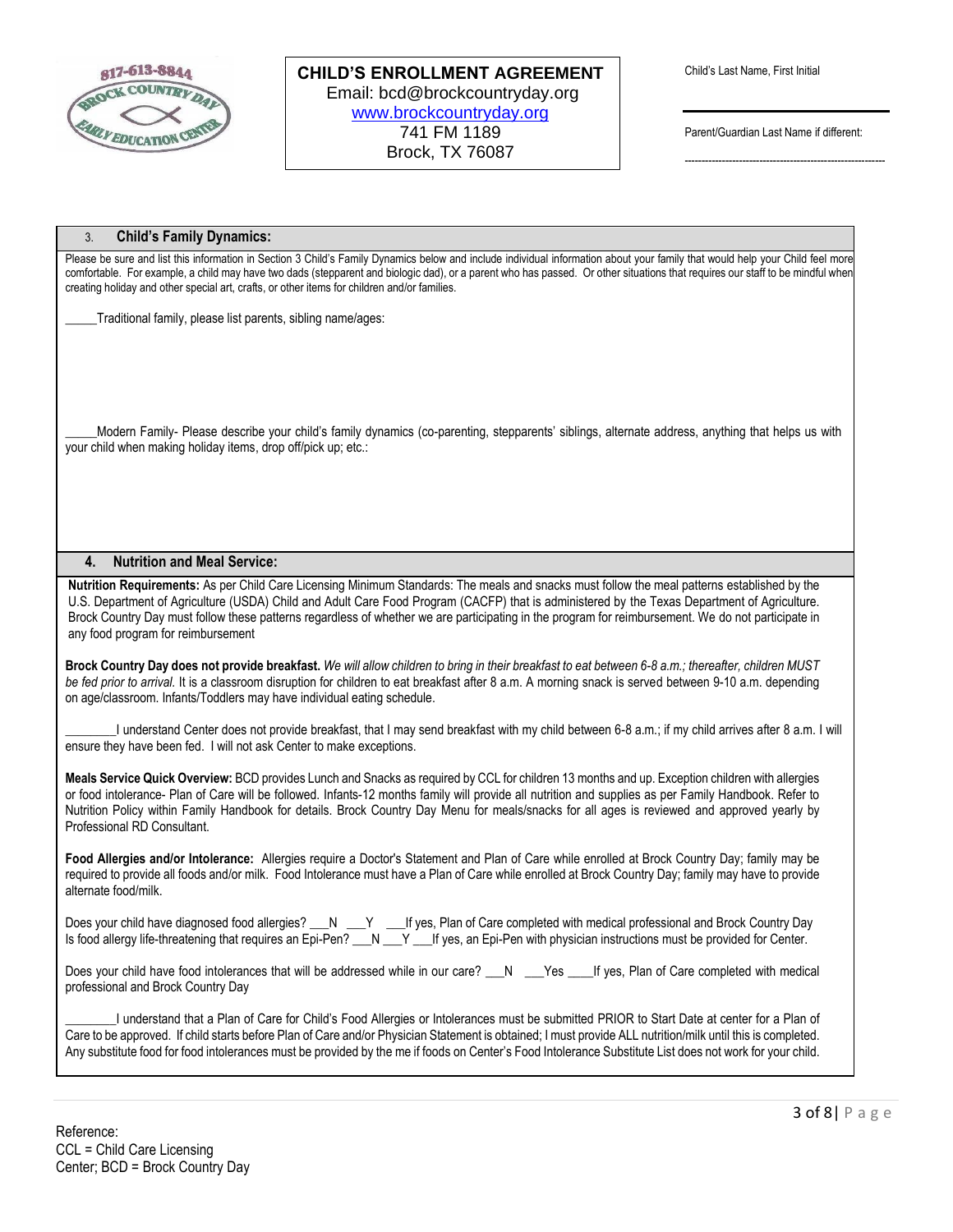**CHILD'S ENROLLMENT AGREEMENT**
Email: bcd@brockcountryday.org
www.brockcountryday.org
741 FM 1189
Brock, TX 76087

Child's Last Name, First Initial

Parent/Guardian Last Name if different:

## 3. Child's Family Dynamics:

Please be sure and list this information in Section 3 Child's Family Dynamics below and include individual information about your family that would help your Child feel more comfortable. For example, a child may have two dads (stepparent and biologic dad), or a parent who has passed. Or other situations that requires our staff to be mindful when creating holiday and other special art, crafts, or other items for children and/or families.

_____Traditional family, please list parents, sibling name/ages:

_____Modern Family- Please describe your child's family dynamics (co-parenting, stepparents' siblings, alternate address, anything that helps us with your child when making holiday items, drop off/pick up; etc.:

## 4. Nutrition and Meal Service:

**Nutrition Requirements:** As per Child Care Licensing Minimum Standards: The meals and snacks must follow the meal patterns established by the U.S. Department of Agriculture (USDA) Child and Adult Care Food Program (CACFP) that is administered by the Texas Department of Agriculture. Brock Country Day must follow these patterns regardless of whether we are participating in the program for reimbursement. We do not participate in any food program for reimbursement

**Brock Country Day does not provide breakfast.** *We will allow children to bring in their breakfast to eat between 6-8 a.m.; thereafter, children MUST be fed prior to arrival.* It is a classroom disruption for children to eat breakfast after 8 a.m. A morning snack is served between 9-10 a.m. depending on age/classroom. Infants/Toddlers may have individual eating schedule.

________I understand Center does not provide breakfast, that I may send breakfast with my child between 6-8 a.m.; if my child arrives after 8 a.m. I will ensure they have been fed. I will not ask Center to make exceptions.

**Meals Service Quick Overview:** BCD provides Lunch and Snacks as required by CCL for children 13 months and up. Exception children with allergies or food intolerance- Plan of Care will be followed. Infants-12 months family will provide all nutrition and supplies as per Family Handbook. Refer to Nutrition Policy within Family Handbook for details. Brock Country Day Menu for meals/snacks for all ages is reviewed and approved yearly by Professional RD Consultant.

**Food Allergies and/or Intolerance:** Allergies require a Doctor's Statement and Plan of Care while enrolled at Brock Country Day; family may be required to provide all foods and/or milk. Food Intolerance must have a Plan of Care while enrolled at Brock Country Day; family may have to provide alternate food/milk.

Does your child have diagnosed food allergies? ___N ___Y ___If yes, Plan of Care completed with medical professional and Brock Country Day
Is food allergy life-threatening that requires an Epi-Pen? ___N ___Y ___If yes, an Epi-Pen with physician instructions must be provided for Center.

Does your child have food intolerances that will be addressed while in our care? ___N ___Yes ____If yes, Plan of Care completed with medical professional and Brock Country Day

________I understand that a Plan of Care for Child's Food Allergies or Intolerances must be submitted PRIOR to Start Date at center for a Plan of Care to be approved. If child starts before Plan of Care and/or Physician Statement is obtained; I must provide ALL nutrition/milk until this is completed. Any substitute food for food intolerances must be provided by the me if foods on Center's Food Intolerance Substitute List does not work for your child.

Reference:
CCL = Child Care Licensing
Center; BCD = Brock Country Day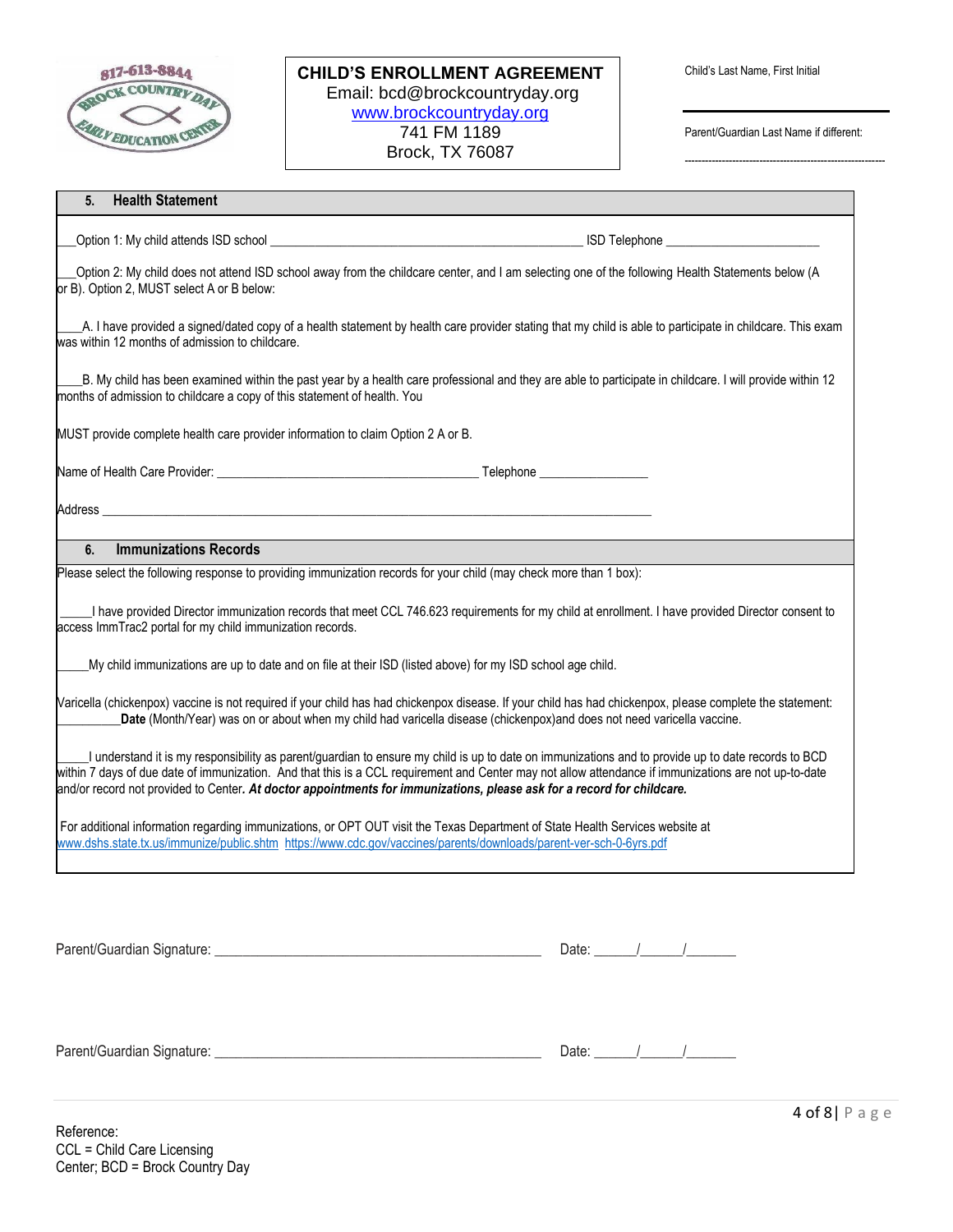817-613-8844
BROCK COUNTRY DAY
EARLY EDUCATION CENTER

**CHILD'S ENROLLMENT AGREEMENT**
Email: bcd@brockcountryday.org
www.brockcountryday.org
741 FM 1189
Brock, TX 76087

Child's Last Name, First Initial

______________________________

Parent/Guardian Last Name if different:

------------------------------------------------------------

## 5. Health Statement

___Option 1: My child attends ISD school ______________________________________________ ISD Telephone _______________________

___Option 2: My child does not attend ISD school away from the childcare center, and I am selecting one of the following Health Statements below (A or B). Option 2, MUST select A or B below:

____A. I have provided a signed/dated copy of a health statement by health care provider stating that my child is able to participate in childcare. This exam was within 12 months of admission to childcare.

____B. My child has been examined within the past year by a health care professional and they are able to participate in childcare. I will provide within 12 months of admission to childcare a copy of this statement of health. You

MUST provide complete health care provider information to claim Option 2 A or B.

Name of Health Care Provider: ________________________________________ Telephone ________________

Address ____________________________________________________________________________________

## 6. Immunizations Records

Please select the following response to providing immunization records for your child (may check more than 1 box):

_____I have provided Director immunization records that meet CCL 746.623 requirements for my child at enrollment. I have provided Director consent to access ImmTrac2 portal for my child immunization records.

_____My child immunizations are up to date and on file at their ISD (listed above) for my ISD school age child.

Varicella (chickenpox) vaccine is not required if your child has had chickenpox disease. If your child has had chickenpox, please complete the statement: __________**Date** (Month/Year) was on or about when my child had varicella disease (chickenpox)and does not need varicella vaccine.

_____I understand it is my responsibility as parent/guardian to ensure my child is up to date on immunizations and to provide up to date records to BCD within 7 days of due date of immunization. And that this is a CCL requirement and Center may not allow attendance if immunizations are not up-to-date and/or record not provided to Center***. At doctor appointments for immunizations, please ask for a record for childcare.***

For additional information regarding immunizations, or OPT OUT visit the Texas Department of State Health Services website at www.dshs.state.tx.us/immunize/public.shtm https://www.cdc.gov/vaccines/parents/downloads/parent-ver-sch-0-6yrs.pdf

Parent/Guardian Signature: ______________________________________________ Date: ______/______/_______

Parent/Guardian Signature: ______________________________________________ Date: ______/______/_______

Reference:
CCL = Child Care Licensing
Center; BCD = Brock Country Day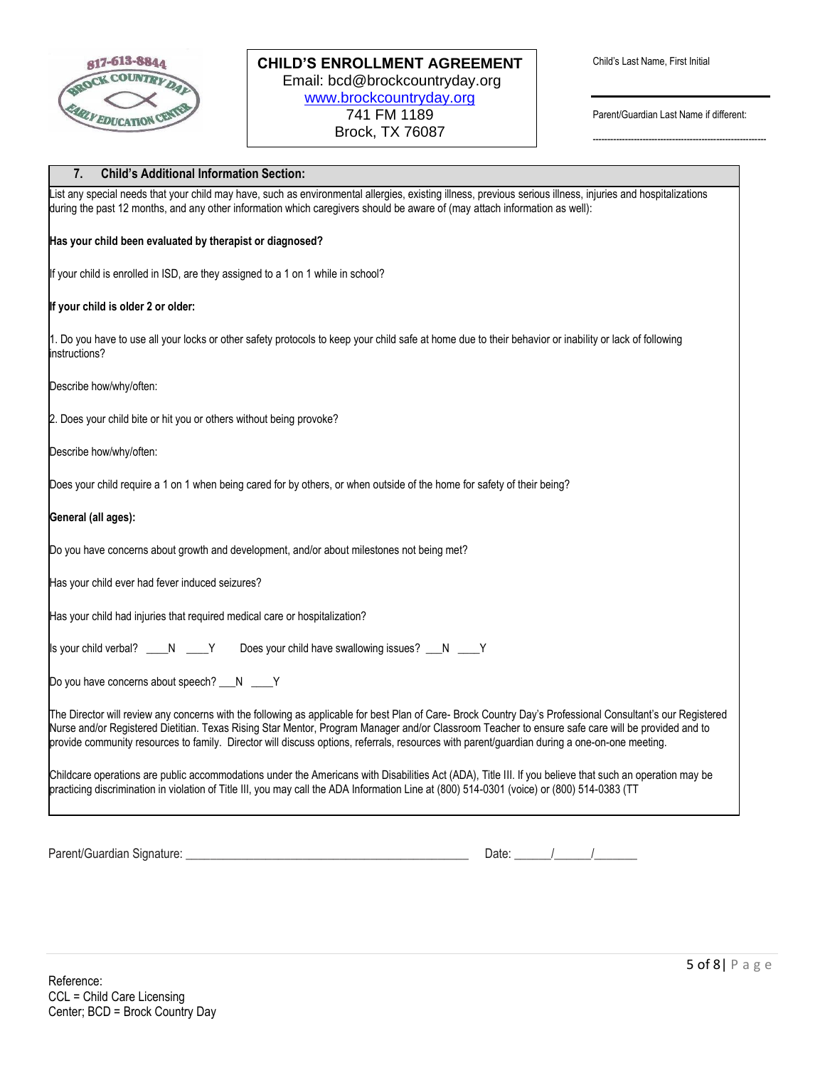817-613-8844
BROCK COUNTRY DAY EARLY EDUCATION CENTER

**CHILD'S ENROLLMENT AGREEMENT**
Email: bcd@brockcountryday.org
www.brockcountryday.org
741 FM 1189
Brock, TX 76087

Child's Last Name, First Initial

______________________________

Parent/Guardian Last Name if different:

------------------------------

## 7. Child's Additional Information Section:

List any special needs that your child may have, such as environmental allergies, existing illness, previous serious illness, injuries and hospitalizations during the past 12 months, and any other information which caregivers should be aware of (may attach information as well):

**Has your child been evaluated by therapist or diagnosed?**

If your child is enrolled in ISD, are they assigned to a 1 on 1 while in school?

**If your child is older 2 or older:**

1. Do you have to use all your locks or other safety protocols to keep your child safe at home due to their behavior or inability or lack of following instructions?

Describe how/why/often:

2. Does your child bite or hit you or others without being provoke?

Describe how/why/often:

Does your child require a 1 on 1 when being cared for by others, or when outside of the home for safety of their being?

**General (all ages):**

Do you have concerns about growth and development, and/or about milestones not being met?

Has your child ever had fever induced seizures?

Has your child had injuries that required medical care or hospitalization?

Is your child verbal? ____N ____Y    Does your child have swallowing issues? ___N ____Y

Do you have concerns about speech? ___N ____Y

The Director will review any concerns with the following as applicable for best Plan of Care- Brock Country Day's Professional Consultant's our Registered Nurse and/or Registered Dietitian. Texas Rising Star Mentor, Program Manager and/or Classroom Teacher to ensure safe care will be provided and to provide community resources to family. Director will discuss options, referrals, resources with parent/guardian during a one-on-one meeting.

Childcare operations are public accommodations under the Americans with Disabilities Act (ADA), Title III. If you believe that such an operation may be practicing discrimination in violation of Title III, you may call the ADA Information Line at (800) 514-0301 (voice) or (800) 514-0383 (TT

Parent/Guardian Signature: ______________________________________________ Date: ______/______/_______

Reference:
CCL = Child Care Licensing
Center; BCD = Brock Country Day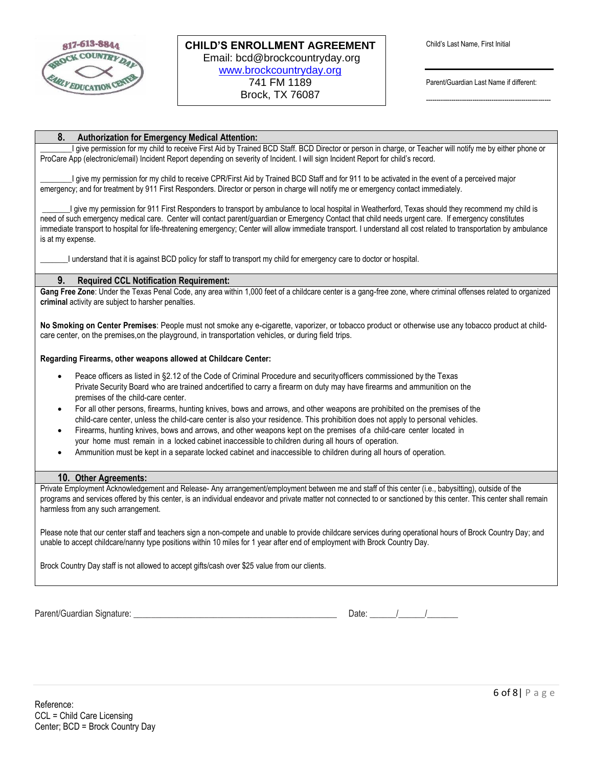817-613-8844
BROCK COUNTRY DAY
EARLY EDUCATION CENTER

**CHILD'S ENROLLMENT AGREEMENT**
Email: bcd@brockcountryday.org
www.brockcountryday.org
741 FM 1189
Brock, TX 76087

Child's Last Name, First Initial

______________________________

Parent/Guardian Last Name if different:

--------------------------------------------------------------

## 8. Authorization for Emergency Medical Attention:

________I give permission for my child to receive First Aid by Trained BCD Staff. BCD Director or person in charge, or Teacher will notify me by either phone or ProCare App (electronic/email) Incident Report depending on severity of Incident. I will sign Incident Report for child's record.

________I give my permission for my child to receive CPR/First Aid by Trained BCD Staff and for 911 to be activated in the event of a perceived major emergency; and for treatment by 911 First Responders. Director or person in charge will notify me or emergency contact immediately.

_______I give my permission for 911 First Responders to transport by ambulance to local hospital in Weatherford, Texas should they recommend my child is need of such emergency medical care. Center will contact parent/guardian or Emergency Contact that child needs urgent care. If emergency constitutes immediate transport to hospital for life-threatening emergency; Center will allow immediate transport. I understand all cost related to transportation by ambulance is at my expense.

_______I understand that it is against BCD policy for staff to transport my child for emergency care to doctor or hospital.

## 9. Required CCL Notification Requirement:

**Gang Free Zone**: Under the Texas Penal Code, any area within 1,000 feet of a childcare center is a gang-free zone, where criminal offenses related to organized **criminal** activity are subject to harsher penalties.

**No Smoking on Center Premises**: People must not smoke any e-cigarette, vaporizer, or tobacco product or otherwise use any tobacco product at child-care center, on the premises,on the playground, in transportation vehicles, or during field trips.

**Regarding Firearms, other weapons allowed at Childcare Center:**

- Peace officers as listed in §2.12 of the Code of Criminal Procedure and securityofficers commissioned by the Texas Private Security Board who are trained andcertified to carry a firearm on duty may have firearms and ammunition on the premises of the child-care center.
- For all other persons, firearms, hunting knives, bows and arrows, and other weapons are prohibited on the premises of the child-care center, unless the child-care center is also your residence. This prohibition does not apply to personal vehicles.
- Firearms, hunting knives, bows and arrows, and other weapons kept on the premises of a child-care center located in your home must remain in a locked cabinet inaccessible to children during all hours of operation.
- Ammunition must be kept in a separate locked cabinet and inaccessible to children during all hours of operation.

## 10. Other Agreements:

Private Employment Acknowledgement and Release- Any arrangement/employment between me and staff of this center (i.e., babysitting), outside of the programs and services offered by this center, is an individual endeavor and private matter not connected to or sanctioned by this center. This center shall remain harmless from any such arrangement.

Please note that our center staff and teachers sign a non-compete and unable to provide childcare services during operational hours of Brock Country Day; and unable to accept childcare/nanny type positions within 10 miles for 1 year after end of employment with Brock Country Day.

Brock Country Day staff is not allowed to accept gifts/cash over $25 value from our clients.

Parent/Guardian Signature: ______________________________________________ Date: ______/______/_______

Reference:
CCL = Child Care Licensing
Center; BCD = Brock Country Day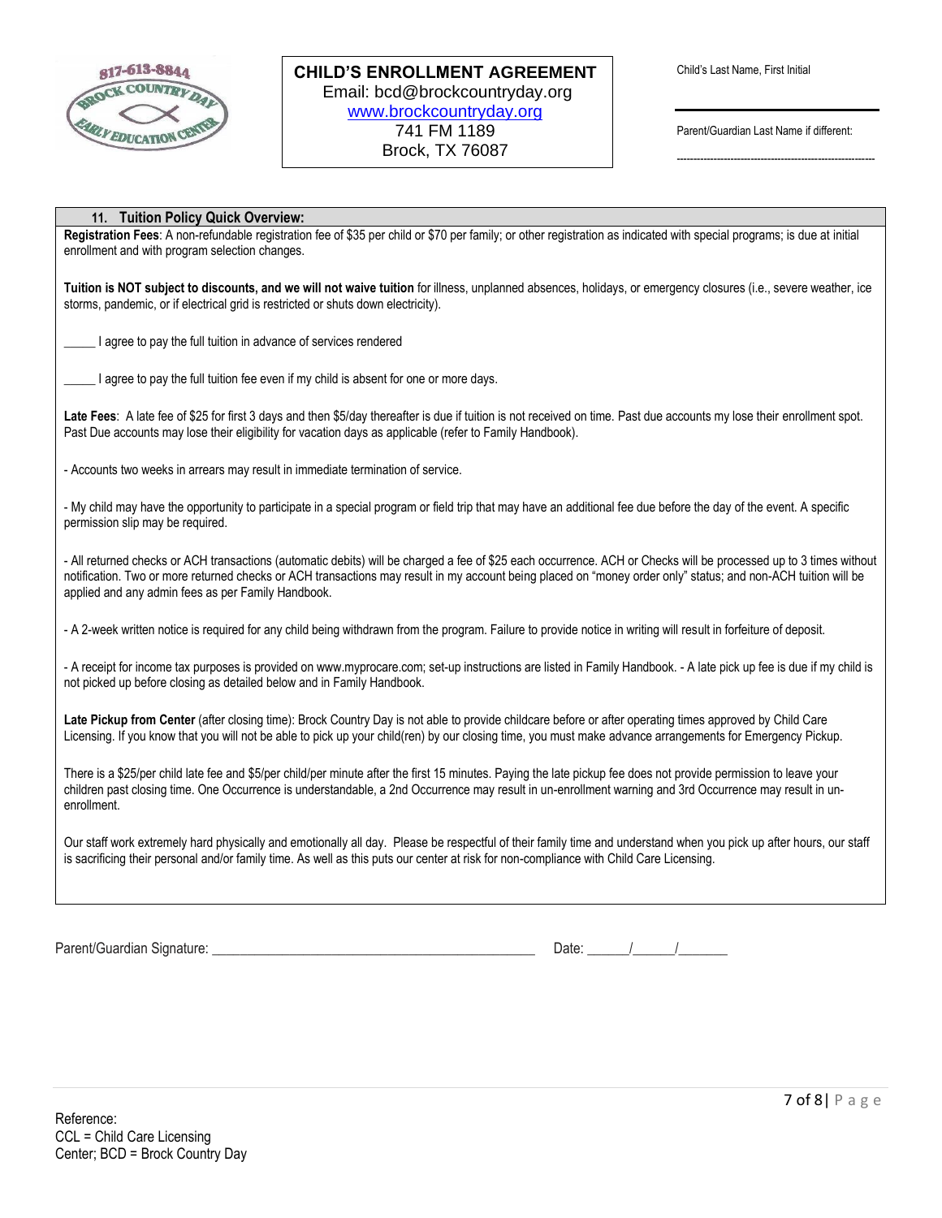817-613-8844
BROCK COUNTRY DAY
EARLY EDUCATION CENTER

**CHILD'S ENROLLMENT AGREEMENT**
Email: bcd@brockcountryday.org
www.brockcountryday.org
741 FM 1189
Brock, TX 76087

Child's Last Name, First Initial

______________________________

Parent/Guardian Last Name if different:

------------------------------------------------------------

### 11. Tuition Policy Quick Overview:

**Registration Fees**: A non-refundable registration fee of $35 per child or $70 per family; or other registration as indicated with special programs; is due at initial enrollment and with program selection changes.

**Tuition is NOT subject to discounts, and we will not waive tuition** for illness, unplanned absences, holidays, or emergency closures (i.e., severe weather, ice storms, pandemic, or if electrical grid is restricted or shuts down electricity).

_____ I agree to pay the full tuition in advance of services rendered

_____ I agree to pay the full tuition fee even if my child is absent for one or more days.

**Late Fees**: A late fee of $25 for first 3 days and then $5/day thereafter is due if tuition is not received on time. Past due accounts my lose their enrollment spot. Past Due accounts may lose their eligibility for vacation days as applicable (refer to Family Handbook).

- Accounts two weeks in arrears may result in immediate termination of service.

- My child may have the opportunity to participate in a special program or field trip that may have an additional fee due before the day of the event. A specific permission slip may be required.

- All returned checks or ACH transactions (automatic debits) will be charged a fee of $25 each occurrence. ACH or Checks will be processed up to 3 times without notification. Two or more returned checks or ACH transactions may result in my account being placed on "money order only" status; and non-ACH tuition will be applied and any admin fees as per Family Handbook.

- A 2-week written notice is required for any child being withdrawn from the program. Failure to provide notice in writing will result in forfeiture of deposit.

- A receipt for income tax purposes is provided on www.myprocare.com; set-up instructions are listed in Family Handbook. - A late pick up fee is due if my child is not picked up before closing as detailed below and in Family Handbook.

**Late Pickup from Center** (after closing time): Brock Country Day is not able to provide childcare before or after operating times approved by Child Care Licensing. If you know that you will not be able to pick up your child(ren) by our closing time, you must make advance arrangements for Emergency Pickup.

There is a $25/per child late fee and $5/per child/per minute after the first 15 minutes. Paying the late pickup fee does not provide permission to leave your children past closing time. One Occurrence is understandable, a 2nd Occurrence may result in un-enrollment warning and 3rd Occurrence may result in un-enrollment.

Our staff work extremely hard physically and emotionally all day. Please be respectful of their family time and understand when you pick up after hours, our staff is sacrificing their personal and/or family time. As well as this puts our center at risk for non-compliance with Child Care Licensing.

Parent/Guardian Signature: ______________________________________________ Date: ______/______/_______

Reference:
CCL = Child Care Licensing
Center; BCD = Brock Country Day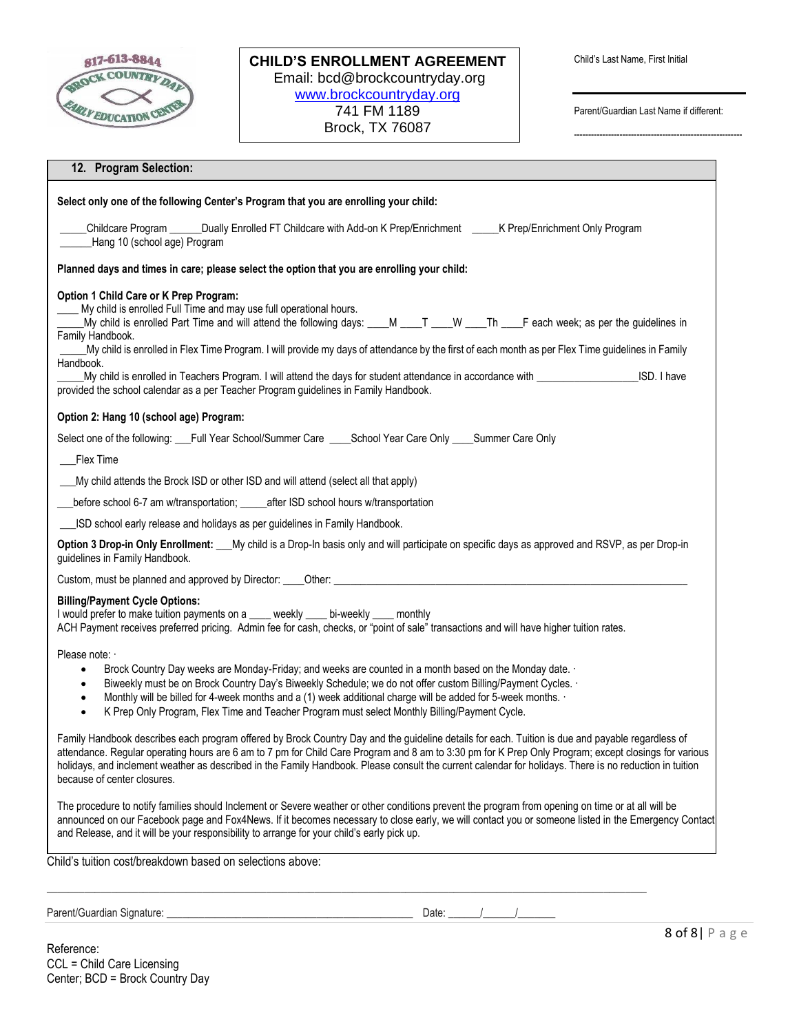817-613-8844
BROCK COUNTRY DAY EARLY EDUCATION CENTER

**CHILD'S ENROLLMENT AGREEMENT**
Email: bcd@brockcountryday.org
www.brockcountryday.org
741 FM 1189
Brock, TX 76087

Child's Last Name, First Initial

______________________________

Parent/Guardian Last Name if different:

------------------------------------------------------------

## 12. Program Selection:

**Select only one of the following Center's Program that you are enrolling your child:**

_____Childcare Program ______Dually Enrolled FT Childcare with Add-on K Prep/Enrichment _____K Prep/Enrichment Only Program ______Hang 10 (school age) Program

**Planned days and times in care; please select the option that you are enrolling your child:**

**Option 1 Child Care or K Prep Program:**
____ My child is enrolled Full Time and may use full operational hours.
_____My child is enrolled Part Time and will attend the following days: ____M ____T ____W ____Th ____F each week; as per the guidelines in Family Handbook.
_____My child is enrolled in Flex Time Program. I will provide my days of attendance by the first of each month as per Flex Time guidelines in Family Handbook.
_____My child is enrolled in Teachers Program. I will attend the days for student attendance in accordance with __________________ISD. I have provided the school calendar as a per Teacher Program guidelines in Family Handbook.

**Option 2: Hang 10 (school age) Program:**

Select one of the following: ___Full Year School/Summer Care ____School Year Care Only ____Summer Care Only

___Flex Time

___My child attends the Brock ISD or other ISD and will attend (select all that apply)

___before school 6-7 am w/transportation; _____after ISD school hours w/transportation

___ISD school early release and holidays as per guidelines in Family Handbook.

**Option 3 Drop-in Only Enrollment:** ___My child is a Drop-In basis only and will participate on specific days as approved and RSVP, as per Drop-in guidelines in Family Handbook.

Custom, must be planned and approved by Director: ____Other: ________________________________________________________________

**Billing/Payment Cycle Options:**
I would prefer to make tuition payments on a ____ weekly ____ bi-weekly ____ monthly
ACH Payment receives preferred pricing. Admin fee for cash, checks, or "point of sale" transactions and will have higher tuition rates.

Please note: ·

- Brock Country Day weeks are Monday-Friday; and weeks are counted in a month based on the Monday date. ·
- Biweekly must be on Brock Country Day's Biweekly Schedule; we do not offer custom Billing/Payment Cycles. ·
- Monthly will be billed for 4-week months and a (1) week additional charge will be added for 5-week months. ·
- K Prep Only Program, Flex Time and Teacher Program must select Monthly Billing/Payment Cycle.

Family Handbook describes each program offered by Brock Country Day and the guideline details for each. Tuition is due and payable regardless of attendance. Regular operating hours are 6 am to 7 pm for Child Care Program and 8 am to 3:30 pm for K Prep Only Program; except closings for various holidays, and inclement weather as described in the Family Handbook. Please consult the current calendar for holidays. There is no reduction in tuition because of center closures.

The procedure to notify families should Inclement or Severe weather or other conditions prevent the program from opening on time or at all will be announced on our Facebook page and Fox4News. If it becomes necessary to close early, we will contact you or someone listed in the Emergency Contact and Release, and it will be your responsibility to arrange for your child's early pick up.

Child's tuition cost/breakdown based on selections above:

__________________________________________________________________________________________

Parent/Guardian Signature: ____________________________________________ Date: ______/______/_______

Reference:
CCL = Child Care Licensing
Center; BCD = Brock Country Day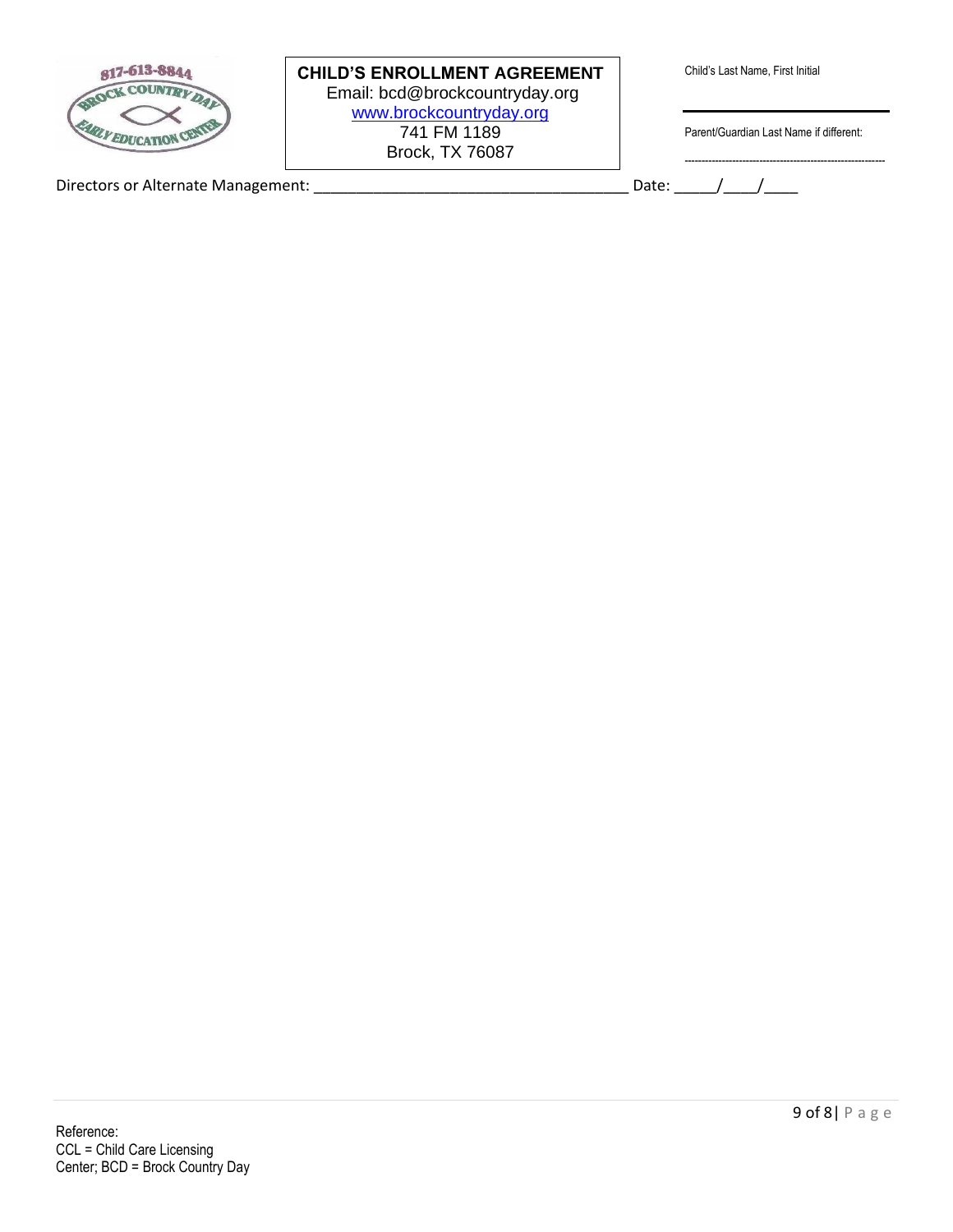817-613-8844
BROCK COUNTRY DAY
EARLY EDUCATION CENTER

**CHILD'S ENROLLMENT AGREEMENT**
Email: bcd@brockcountryday.org
www.brockcountryday.org
741 FM 1189
Brock, TX 76087

Child's Last Name, First Initial

---

Parent/Guardian Last Name if different:

-----------------------------------------------------------

Directors or Alternate Management: _____________________________________ Date: _____/____/____

Reference:
CCL = Child Care Licensing
Center; BCD = Brock Country Day